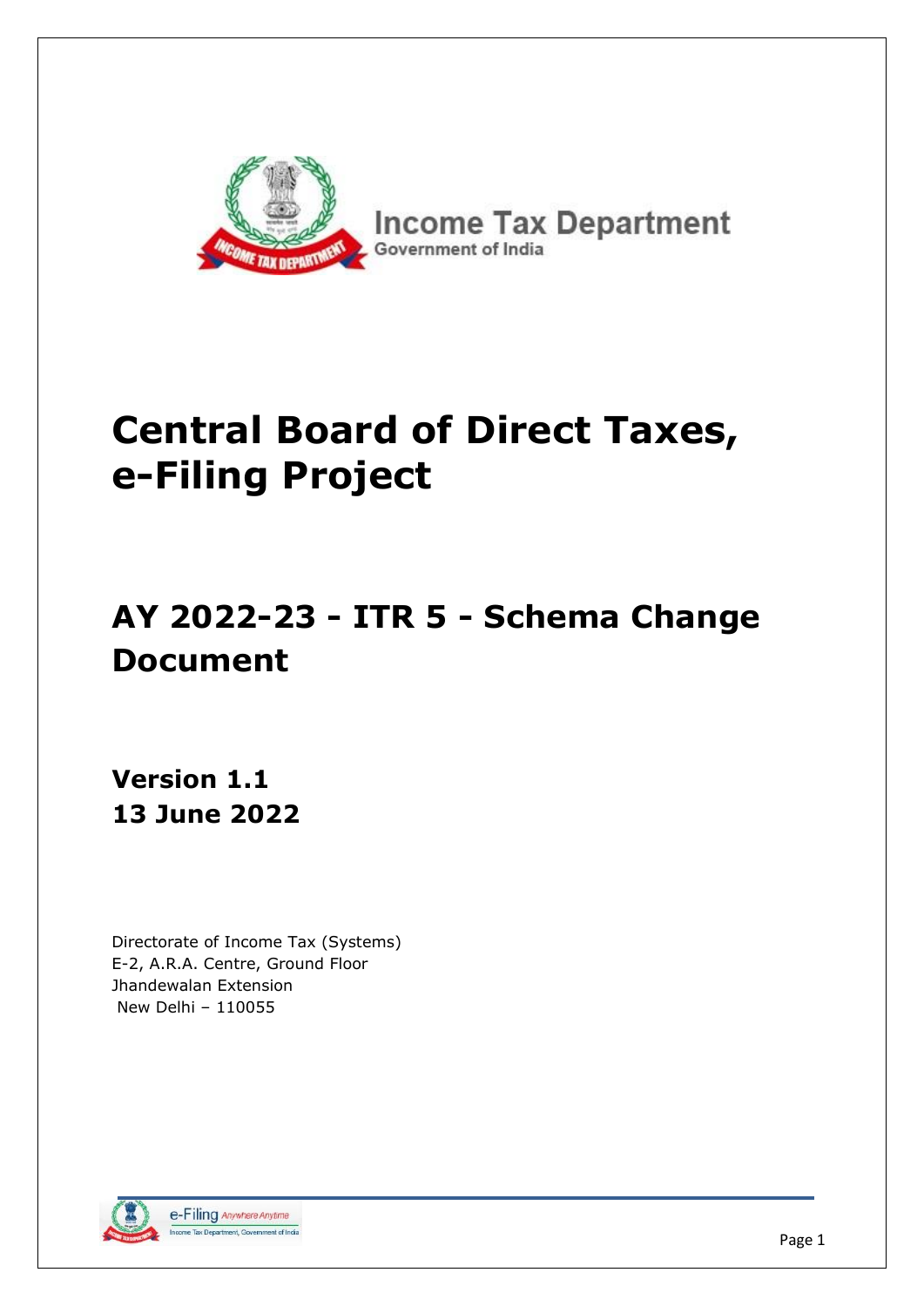Income Tax Department
Government of India

# Central Board of Direct Taxes, e-Filing Project

## AY 2022-23 - ITR 5 - Schema Change Document

**Version 1.1**
**13 June 2022**

Directorate of Income Tax (Systems)
E-2, A.R.A. Centre, Ground Floor
Jhandewalan Extension
New Delhi – 110055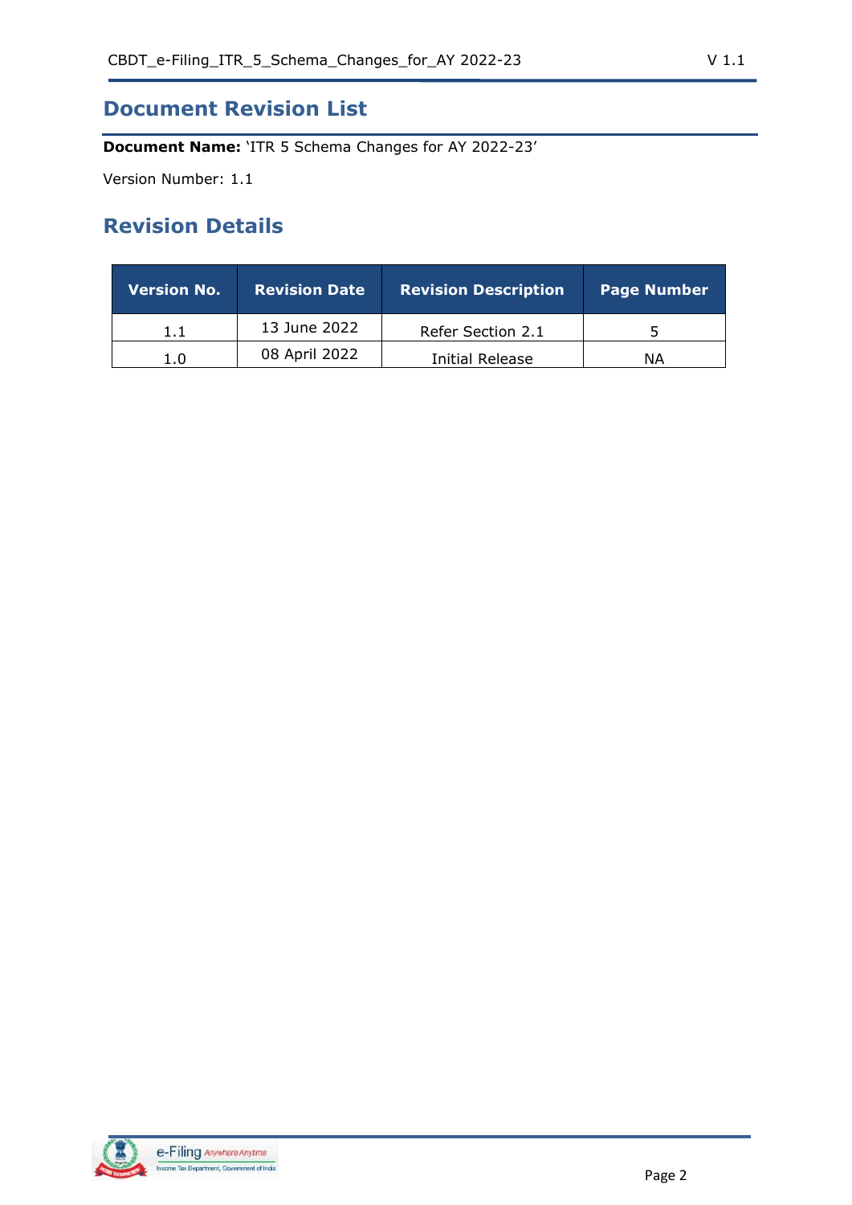# Document Revision List

**Document Name:** 'ITR 5 Schema Changes for AY 2022-23'

Version Number: 1.1

## Revision Details

| Version No. | Revision Date | Revision Description | Page Number |
| --- | --- | --- | --- |
| 1.1 | 13 June 2022 | Refer Section 2.1 | 5 |
| 1.0 | 08 April 2022 | Initial Release | NA |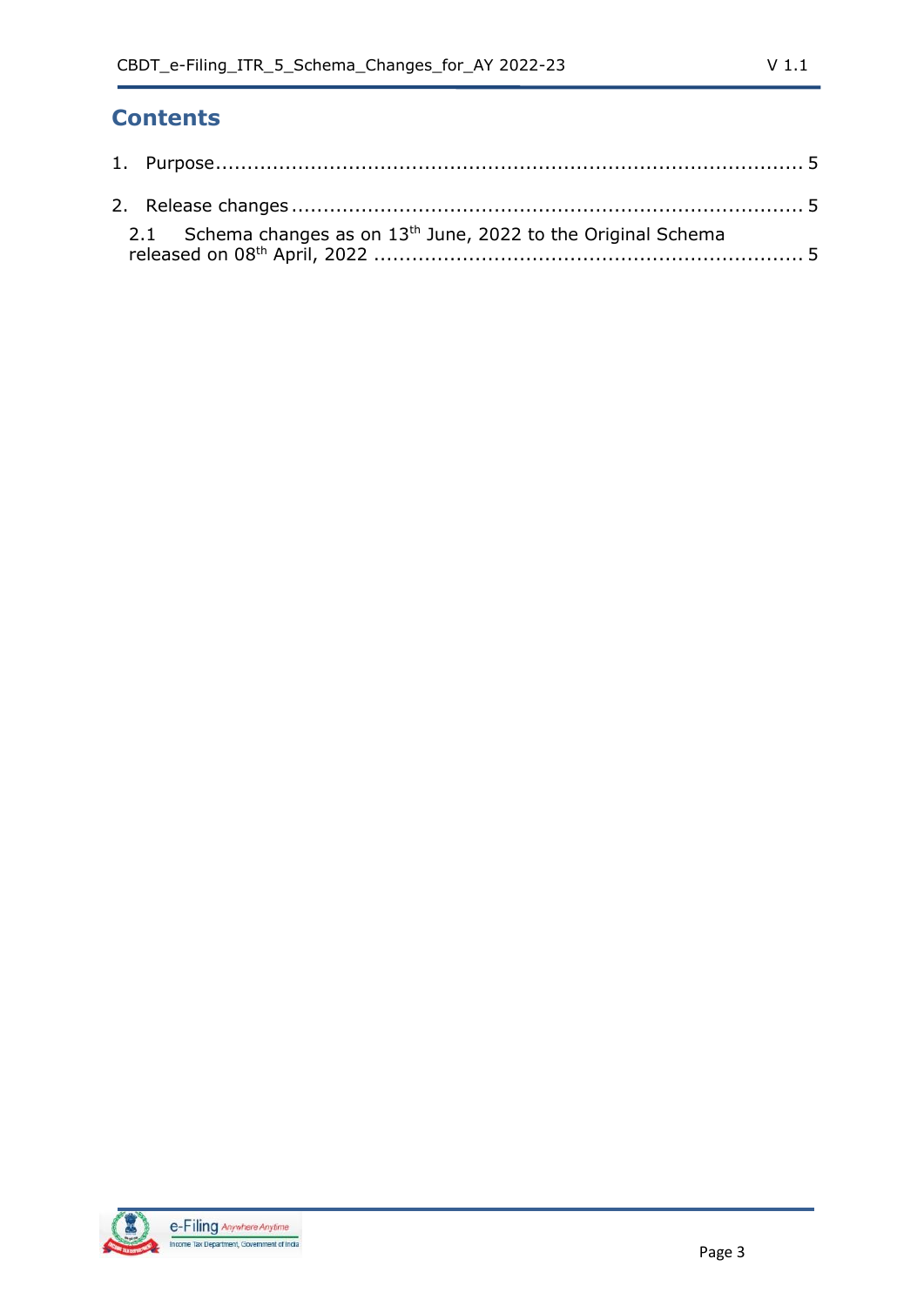# Contents

1. Purpose ........................................................................................ 5

2. Release changes ............................................................................ 5

   2.1 Schema changes as on 13th June, 2022 to the Original Schema released on 08th April, 2022 .................................................................. 5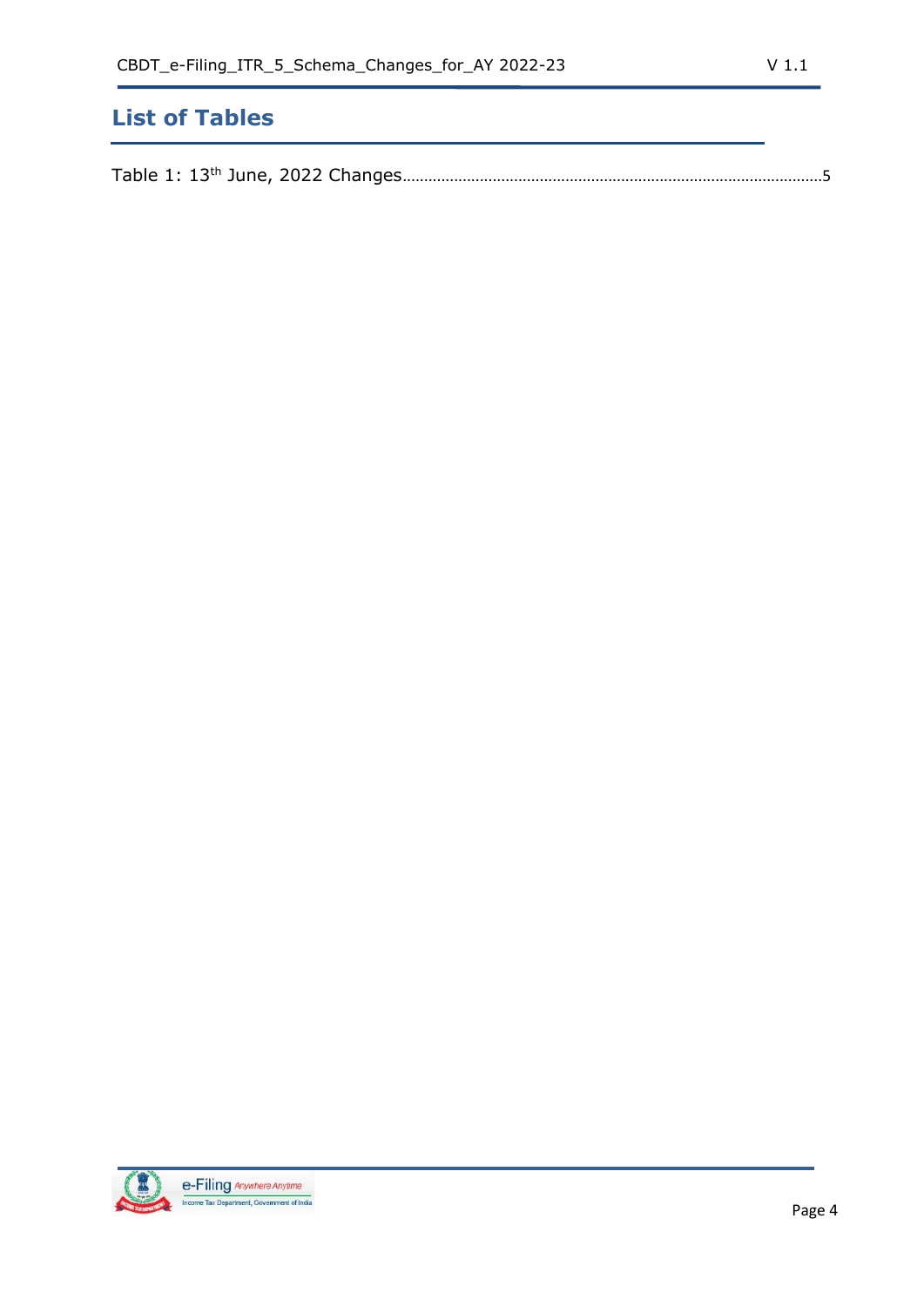## List of Tables

Table 1: 13th June, 2022 Changes.....................................................................................................5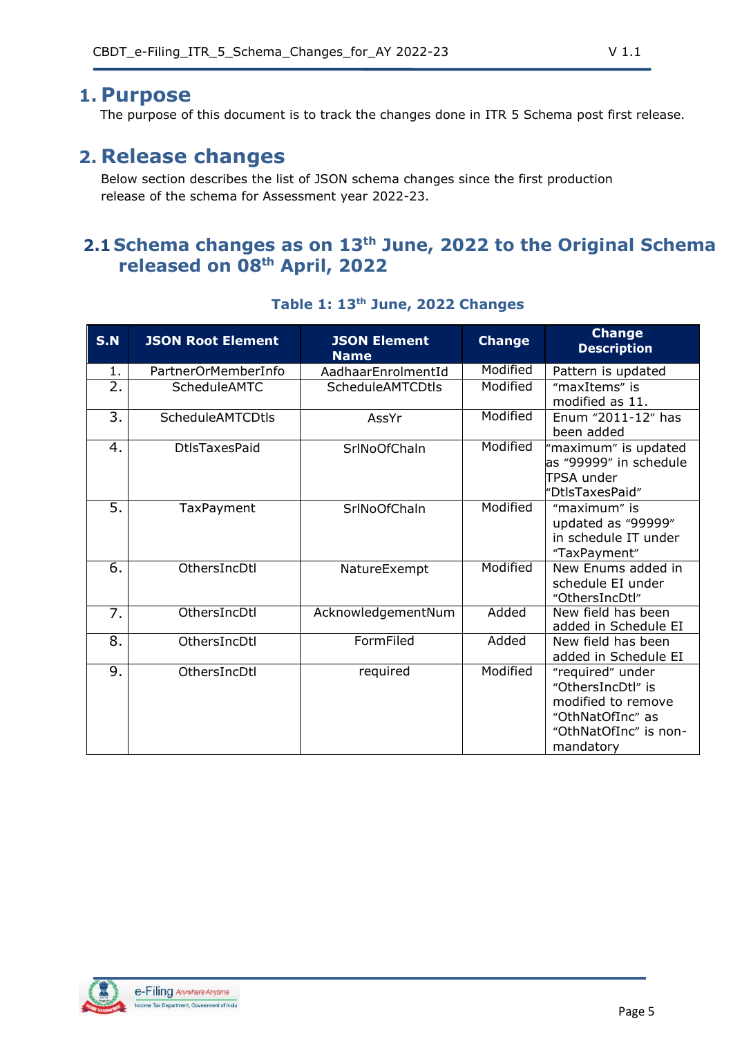# 1. Purpose

The purpose of this document is to track the changes done in ITR 5 Schema post first release.

# 2. Release changes

Below section describes the list of JSON schema changes since the first production release of the schema for Assessment year 2022-23.

## 2.1 Schema changes as on 13th June, 2022 to the Original Schema released on 08th April, 2022

**Table 1: 13th June, 2022 Changes**

| S.N | JSON Root Element | JSON Element Name | Change | Change Description |
|---|---|---|---|---|
| 1. | PartnerOrMemberInfo | AadhaarEnrolmentId | Modified | Pattern is updated |
| 2. | ScheduleAMTC | ScheduleAMTCDtls | Modified | "maxItems" is modified as 11. |
| 3. | ScheduleAMTCDtls | AssYr | Modified | Enum "2011-12" has been added |
| 4. | DtlsTaxesPaid | SrlNoOfChaln | Modified | "maximum" is updated as "99999" in schedule TPSA under "DtlsTaxesPaid" |
| 5. | TaxPayment | SrlNoOfChaln | Modified | "maximum" is updated as "99999" in schedule IT under "TaxPayment" |
| 6. | OthersIncDtl | NatureExempt | Modified | New Enums added in schedule EI under "OthersIncDtl" |
| 7. | OthersIncDtl | AcknowledgementNum | Added | New field has been added in Schedule EI |
| 8. | OthersIncDtl | FormFiled | Added | New field has been added in Schedule EI |
| 9. | OthersIncDtl | required | Modified | "required" under "OthersIncDtl" is modified to remove "OthNatOfInc" as "OthNatOfInc" is non-mandatory |